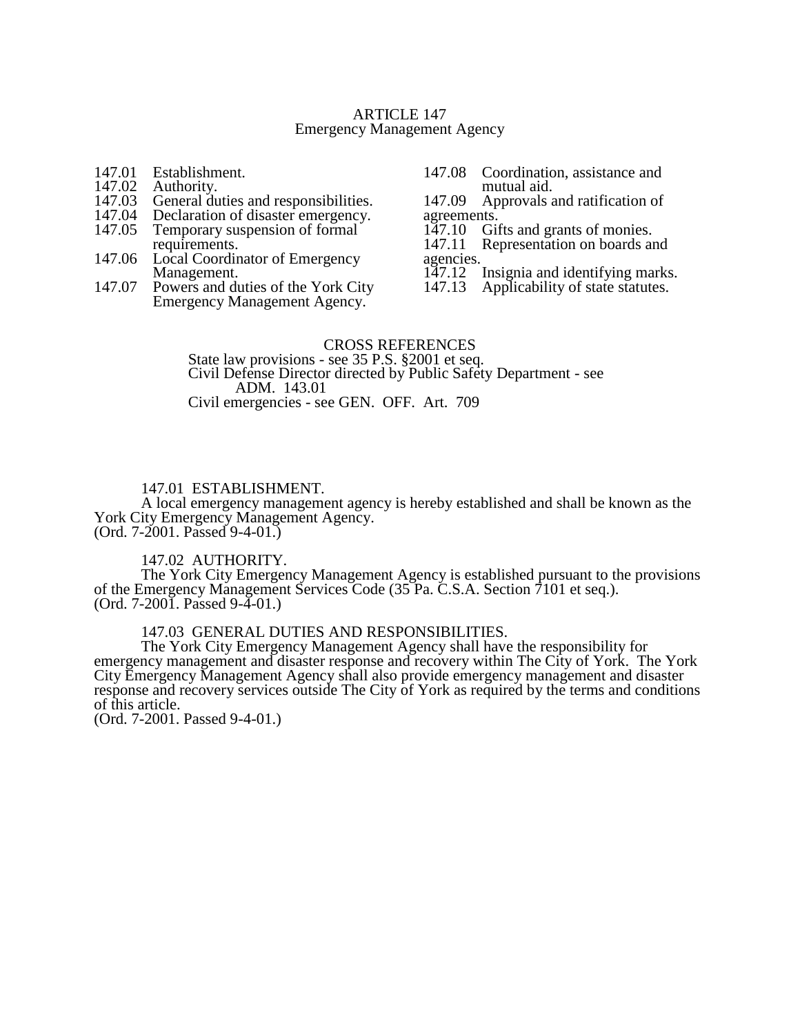# ARTICLE 147
## Emergency Management Agency

147.01 Establishment.
147.02 Authority.
147.03 General duties and responsibilities.
147.04 Declaration of disaster emergency.
147.05 Temporary suspension of formal requirements.
147.06 Local Coordinator of Emergency Management.
147.07 Powers and duties of the York City Emergency Management Agency.
147.08 Coordination, assistance and mutual aid.
147.09 Approvals and ratification of agreements.
147.10 Gifts and grants of monies.
147.11 Representation on boards and agencies.
147.12 Insignia and identifying marks.
147.13 Applicability of state statutes.

CROSS REFERENCES
State law provisions - see 35 P.S. §2001 et seq.
Civil Defense Director directed by Public Safety Department - see ADM. 143.01
Civil emergencies - see GEN. OFF. Art. 709

### 147.01 ESTABLISHMENT.

A local emergency management agency is hereby established and shall be known as the York City Emergency Management Agency.
(Ord. 7-2001. Passed 9-4-01.)

### 147.02 AUTHORITY.

The York City Emergency Management Agency is established pursuant to the provisions of the Emergency Management Services Code (35 Pa. C.S.A. Section 7101 et seq.).
(Ord. 7-2001. Passed 9-4-01.)

### 147.03 GENERAL DUTIES AND RESPONSIBILITIES.

The York City Emergency Management Agency shall have the responsibility for emergency management and disaster response and recovery within The City of York. The York City Emergency Management Agency shall also provide emergency management and disaster response and recovery services outside The City of York as required by the terms and conditions of this article.
(Ord. 7-2001. Passed 9-4-01.)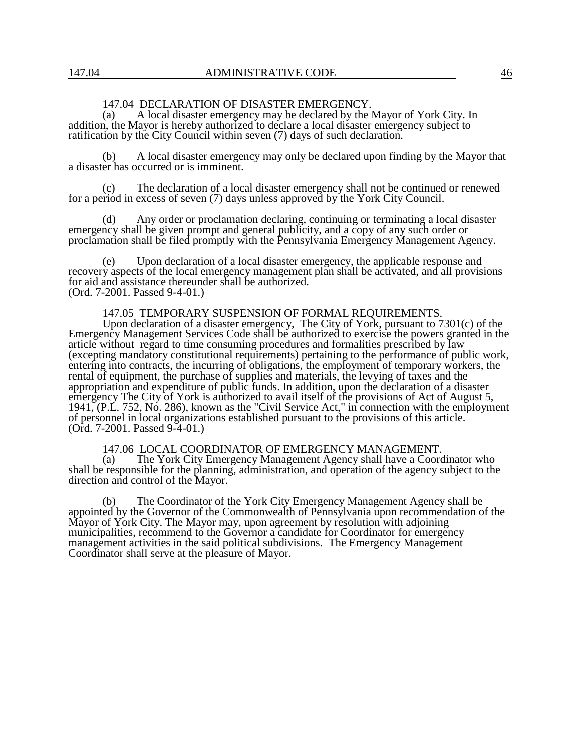### 147.04 DECLARATION OF DISASTER EMERGENCY.

(a) A local disaster emergency may be declared by the Mayor of York City. In addition, the Mayor is hereby authorized to declare a local disaster emergency subject to ratification by the City Council within seven (7) days of such declaration.

(b) A local disaster emergency may only be declared upon finding by the Mayor that a disaster has occurred or is imminent.

(c) The declaration of a local disaster emergency shall not be continued or renewed for a period in excess of seven (7) days unless approved by the York City Council.

(d) Any order or proclamation declaring, continuing or terminating a local disaster emergency shall be given prompt and general publicity, and a copy of any such order or proclamation shall be filed promptly with the Pennsylvania Emergency Management Agency.

(e) Upon declaration of a local disaster emergency, the applicable response and recovery aspects of the local emergency management plan shall be activated, and all provisions for aid and assistance thereunder shall be authorized.
(Ord. 7-2001. Passed 9-4-01.)

### 147.05 TEMPORARY SUSPENSION OF FORMAL REQUIREMENTS.

Upon declaration of a disaster emergency, The City of York, pursuant to 7301(c) of the Emergency Management Services Code shall be authorized to exercise the powers granted in the article without regard to time consuming procedures and formalities prescribed by law (excepting mandatory constitutional requirements) pertaining to the performance of public work, entering into contracts, the incurring of obligations, the employment of temporary workers, the rental of equipment, the purchase of supplies and materials, the levying of taxes and the appropriation and expenditure of public funds. In addition, upon the declaration of a disaster emergency The City of York is authorized to avail itself of the provisions of Act of August 5, 1941, (P.L. 752, No. 286), known as the "Civil Service Act," in connection with the employment of personnel in local organizations established pursuant to the provisions of this article.
(Ord. 7-2001. Passed 9-4-01.)

### 147.06 LOCAL COORDINATOR OF EMERGENCY MANAGEMENT.

(a) The York City Emergency Management Agency shall have a Coordinator who shall be responsible for the planning, administration, and operation of the agency subject to the direction and control of the Mayor.

(b) The Coordinator of the York City Emergency Management Agency shall be appointed by the Governor of the Commonwealth of Pennsylvania upon recommendation of the Mayor of York City. The Mayor may, upon agreement by resolution with adjoining municipalities, recommend to the Governor a candidate for Coordinator for emergency management activities in the said political subdivisions. The Emergency Management Coordinator shall serve at the pleasure of Mayor.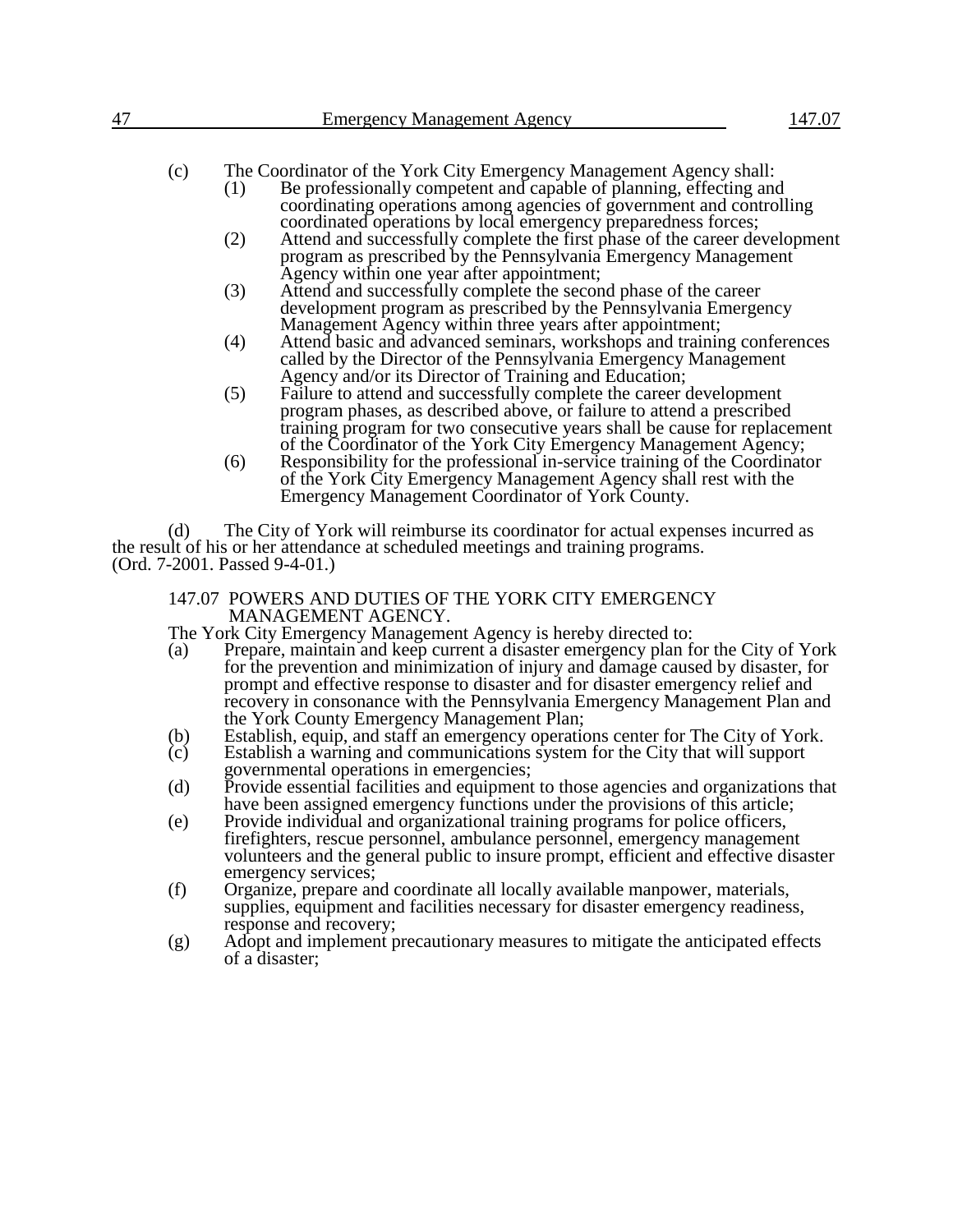(c) The Coordinator of the York City Emergency Management Agency shall:

(1) Be professionally competent and capable of planning, effecting and coordinating operations among agencies of government and controlling coordinated operations by local emergency preparedness forces;

(2) Attend and successfully complete the first phase of the career development program as prescribed by the Pennsylvania Emergency Management Agency within one year after appointment;

(3) Attend and successfully complete the second phase of the career development program as prescribed by the Pennsylvania Emergency Management Agency within three years after appointment;

(4) Attend basic and advanced seminars, workshops and training conferences called by the Director of the Pennsylvania Emergency Management Agency and/or its Director of Training and Education;

(5) Failure to attend and successfully complete the career development program phases, as described above, or failure to attend a prescribed training program for two consecutive years shall be cause for replacement of the Coordinator of the York City Emergency Management Agency;

(6) Responsibility for the professional in-service training of the Coordinator of the York City Emergency Management Agency shall rest with the Emergency Management Coordinator of York County.

(d) The City of York will reimburse its coordinator for actual expenses incurred as the result of his or her attendance at scheduled meetings and training programs.
(Ord. 7-2001. Passed 9-4-01.)

### 147.07 POWERS AND DUTIES OF THE YORK CITY EMERGENCY MANAGEMENT AGENCY.

The York City Emergency Management Agency is hereby directed to:

(a) Prepare, maintain and keep current a disaster emergency plan for the City of York for the prevention and minimization of injury and damage caused by disaster, for prompt and effective response to disaster and for disaster emergency relief and recovery in consonance with the Pennsylvania Emergency Management Plan and the York County Emergency Management Plan;

(b) Establish, equip, and staff an emergency operations center for The City of York.

(c) Establish a warning and communications system for the City that will support governmental operations in emergencies;

(d) Provide essential facilities and equipment to those agencies and organizations that have been assigned emergency functions under the provisions of this article;

(e) Provide individual and organizational training programs for police officers, firefighters, rescue personnel, ambulance personnel, emergency management volunteers and the general public to insure prompt, efficient and effective disaster emergency services;

(f) Organize, prepare and coordinate all locally available manpower, materials, supplies, equipment and facilities necessary for disaster emergency readiness, response and recovery;

(g) Adopt and implement precautionary measures to mitigate the anticipated effects of a disaster;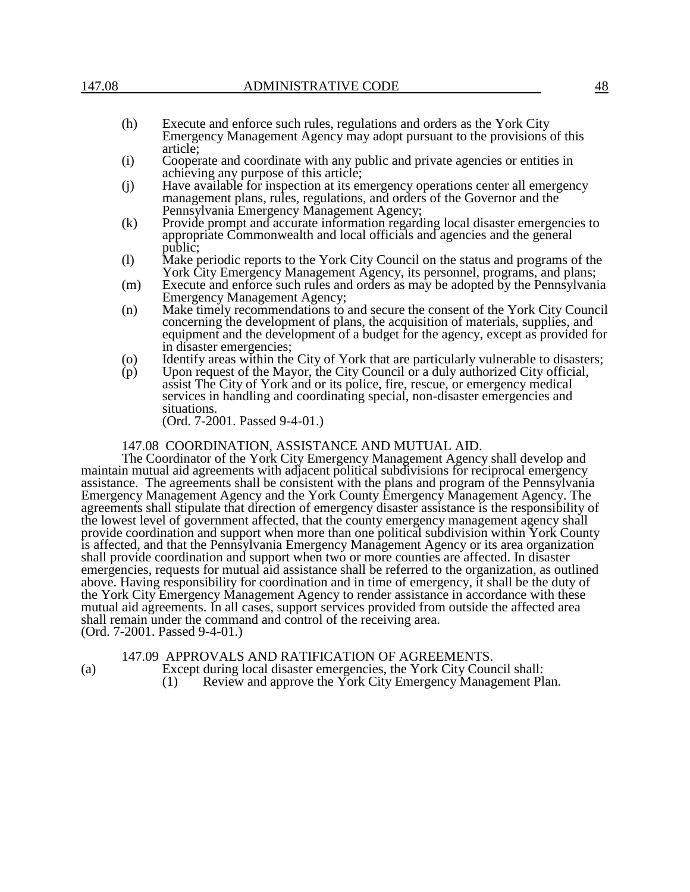(h) Execute and enforce such rules, regulations and orders as the York City Emergency Management Agency may adopt pursuant to the provisions of this article;

(i) Cooperate and coordinate with any public and private agencies or entities in achieving any purpose of this article;

(j) Have available for inspection at its emergency operations center all emergency management plans, rules, regulations, and orders of the Governor and the Pennsylvania Emergency Management Agency;

(k) Provide prompt and accurate information regarding local disaster emergencies to appropriate Commonwealth and local officials and agencies and the general public;

(l) Make periodic reports to the York City Council on the status and programs of the York City Emergency Management Agency, its personnel, programs, and plans;

(m) Execute and enforce such rules and orders as may be adopted by the Pennsylvania Emergency Management Agency;

(n) Make timely recommendations to and secure the consent of the York City Council concerning the development of plans, the acquisition of materials, supplies, and equipment and the development of a budget for the agency, except as provided for in disaster emergencies;

(o) Identify areas within the City of York that are particularly vulnerable to disasters;

(p) Upon request of the Mayor, the City Council or a duly authorized City official, assist The City of York and or its police, fire, rescue, or emergency medical services in handling and coordinating special, non-disaster emergencies and situations.

(Ord. 7-2001. Passed 9-4-01.)

## 147.08 COORDINATION, ASSISTANCE AND MUTUAL AID.

The Coordinator of the York City Emergency Management Agency shall develop and maintain mutual aid agreements with adjacent political subdivisions for reciprocal emergency assistance. The agreements shall be consistent with the plans and program of the Pennsylvania Emergency Management Agency and the York County Emergency Management Agency. The agreements shall stipulate that direction of emergency disaster assistance is the responsibility of the lowest level of government affected, that the county emergency management agency shall provide coordination and support when more than one political subdivision within York County is affected, and that the Pennsylvania Emergency Management Agency or its area organization shall provide coordination and support when two or more counties are affected. In disaster emergencies, requests for mutual aid assistance shall be referred to the organization, as outlined above. Having responsibility for coordination and in time of emergency, it shall be the duty of the York City Emergency Management Agency to render assistance in accordance with these mutual aid agreements. In all cases, support services provided from outside the affected area shall remain under the command and control of the receiving area.
(Ord. 7-2001. Passed 9-4-01.)

## 147.09 APPROVALS AND RATIFICATION OF AGREEMENTS.

(a) Except during local disaster emergencies, the York City Council shall:

(1) Review and approve the York City Emergency Management Plan.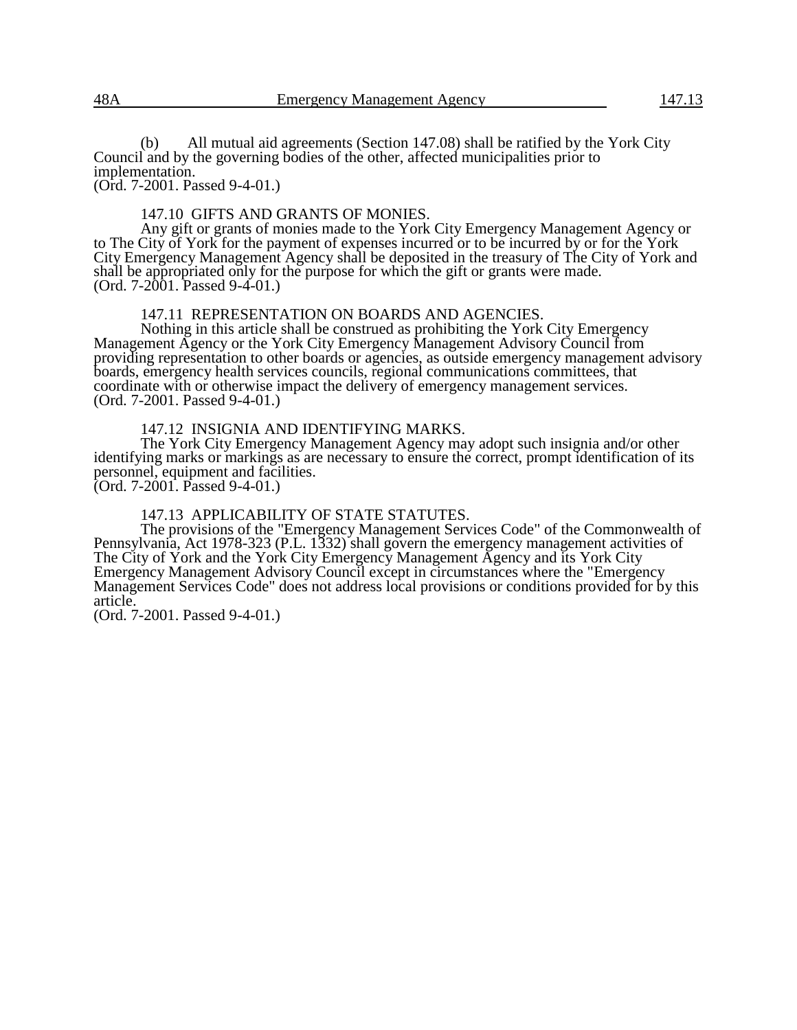(b) All mutual aid agreements (Section 147.08) shall be ratified by the York City Council and by the governing bodies of the other, affected municipalities prior to implementation.
(Ord. 7-2001. Passed 9-4-01.)

### 147.10 GIFTS AND GRANTS OF MONIES.

Any gift or grants of monies made to the York City Emergency Management Agency or to The City of York for the payment of expenses incurred or to be incurred by or for the York City Emergency Management Agency shall be deposited in the treasury of The City of York and shall be appropriated only for the purpose for which the gift or grants were made.
(Ord. 7-2001. Passed 9-4-01.)

### 147.11 REPRESENTATION ON BOARDS AND AGENCIES.

Nothing in this article shall be construed as prohibiting the York City Emergency Management Agency or the York City Emergency Management Advisory Council from providing representation to other boards or agencies, as outside emergency management advisory boards, emergency health services councils, regional communications committees, that coordinate with or otherwise impact the delivery of emergency management services.
(Ord. 7-2001. Passed 9-4-01.)

### 147.12 INSIGNIA AND IDENTIFYING MARKS.

The York City Emergency Management Agency may adopt such insignia and/or other identifying marks or markings as are necessary to ensure the correct, prompt identification of its personnel, equipment and facilities.
(Ord. 7-2001. Passed 9-4-01.)

### 147.13 APPLICABILITY OF STATE STATUTES.

The provisions of the "Emergency Management Services Code" of the Commonwealth of Pennsylvania, Act 1978-323 (P.L. 1332) shall govern the emergency management activities of The City of York and the York City Emergency Management Agency and its York City Emergency Management Advisory Council except in circumstances where the "Emergency Management Services Code" does not address local provisions or conditions provided for by this article.
(Ord. 7-2001. Passed 9-4-01.)